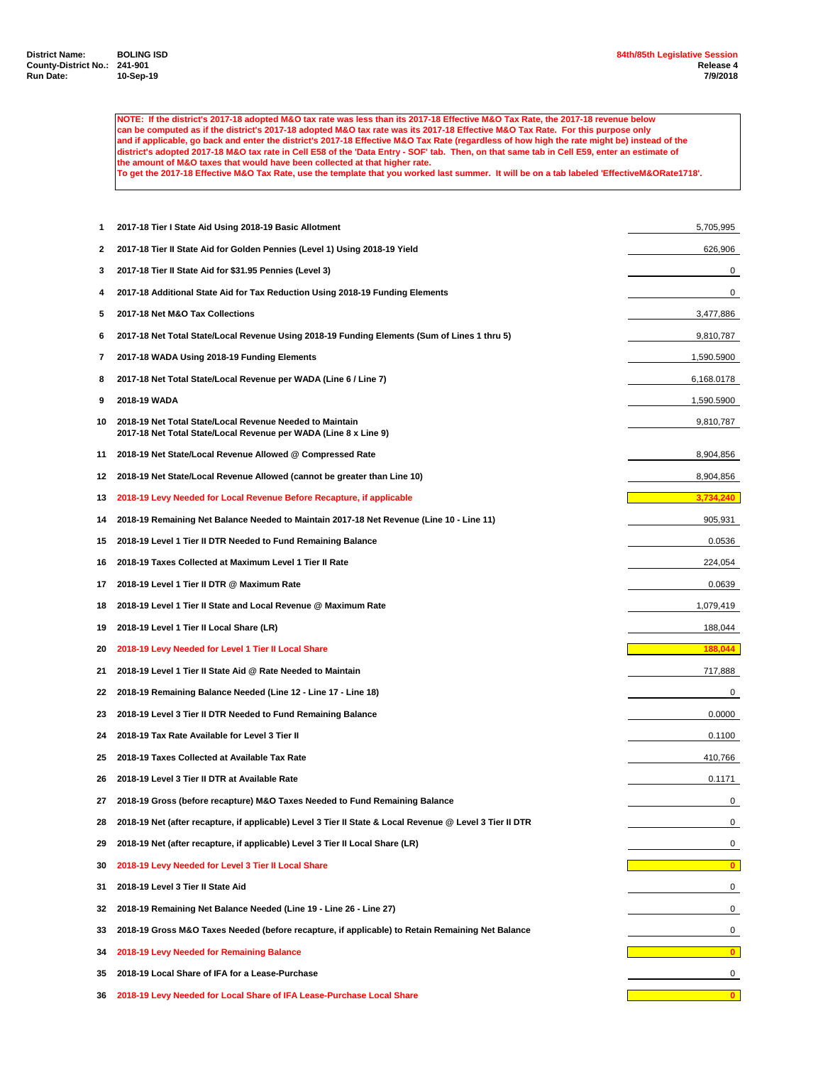**District Name:** BOLING ISD
**County-District No.:** 241-901
**Run Date:** 10-Sep-19

**84th/85th Legislative Session**
**Release 4**
**7/9/2018**

**NOTE: If the district's 2017-18 adopted M&O tax rate was less than its 2017-18 Effective M&O Tax Rate, the 2017-18 revenue below can be computed as if the district's 2017-18 adopted M&O tax rate was its 2017-18 Effective M&O Tax Rate. For this purpose only and if applicable, go back and enter the district's 2017-18 Effective M&O Tax Rate (regardless of how high the rate might be) instead of the district's adopted 2017-18 M&O tax rate in Cell E58 of the 'Data Entry - SOF' tab. Then, on that same tab in Cell E59, enter an estimate of the amount of M&O taxes that would have been collected at that higher rate.**
**To get the 2017-18 Effective M&O Tax Rate, use the template that you worked last summer. It will be on a tab labeled 'EffectiveM&ORate1718'.**

| Line | Description | Amount |
|---|---|---|
| 1 | 2017-18 Tier I State Aid Using 2018-19 Basic Allotment | 5,705,995 |
| 2 | 2017-18 Tier II State Aid for Golden Pennies (Level 1) Using 2018-19 Yield | 626,906 |
| 3 | 2017-18 Tier II State Aid for $31.95 Pennies (Level 3) | 0 |
| 4 | 2017-18 Additional State Aid for Tax Reduction Using 2018-19 Funding Elements | 0 |
| 5 | 2017-18 Net M&O Tax Collections | 3,477,886 |
| 6 | 2017-18 Net Total State/Local Revenue Using 2018-19 Funding Elements (Sum of Lines 1 thru 5) | 9,810,787 |
| 7 | 2017-18 WADA Using 2018-19 Funding Elements | 1,590.5900 |
| 8 | 2017-18 Net Total State/Local Revenue per WADA (Line 6 / Line 7) | 6,168.0178 |
| 9 | 2018-19 WADA | 1,590.5900 |
| 10 | 2018-19 Net Total State/Local Revenue Needed to Maintain 2017-18 Net Total State/Local Revenue per WADA (Line 8 x Line 9) | 9,810,787 |
| 11 | 2018-19 Net State/Local Revenue Allowed @ Compressed Rate | 8,904,856 |
| 12 | 2018-19 Net State/Local Revenue Allowed (cannot be greater than Line 10) | 8,904,856 |
| 13 | 2018-19 Levy Needed for Local Revenue Before Recapture, if applicable | **3,734,240** |
| 14 | 2018-19 Remaining Net Balance Needed to Maintain 2017-18 Net Revenue (Line 10 - Line 11) | 905,931 |
| 15 | 2018-19 Level 1 Tier II DTR Needed to Fund Remaining Balance | 0.0536 |
| 16 | 2018-19 Taxes Collected at Maximum Level 1 Tier II Rate | 224,054 |
| 17 | 2018-19 Level 1 Tier II DTR @ Maximum Rate | 0.0639 |
| 18 | 2018-19 Level 1 Tier II State and Local Revenue @ Maximum Rate | 1,079,419 |
| 19 | 2018-19 Level 1 Tier II Local Share (LR) | 188,044 |
| 20 | 2018-19 Levy Needed for Level 1 Tier II Local Share | **188,044** |
| 21 | 2018-19 Level 1 Tier II State Aid @ Rate Needed to Maintain | 717,888 |
| 22 | 2018-19 Remaining Balance Needed (Line 12 - Line 17 - Line 18) | 0 |
| 23 | 2018-19 Level 3 Tier II DTR Needed to Fund Remaining Balance | 0.0000 |
| 24 | 2018-19 Tax Rate Available for Level 3 Tier II | 0.1100 |
| 25 | 2018-19 Taxes Collected at Available Tax Rate | 410,766 |
| 26 | 2018-19 Level 3 Tier II DTR at Available Rate | 0.1171 |
| 27 | 2018-19 Gross (before recapture) M&O Taxes Needed to Fund Remaining Balance | 0 |
| 28 | 2018-19 Net (after recapture, if applicable) Level 3 Tier II State & Local Revenue @ Level 3 Tier II DTR | 0 |
| 29 | 2018-19 Net (after recapture, if applicable) Level 3 Tier II Local Share (LR) | 0 |
| 30 | 2018-19 Levy Needed for Level 3 Tier II Local Share | **0** |
| 31 | 2018-19 Level 3 Tier II State Aid | 0 |
| 32 | 2018-19 Remaining Net Balance Needed (Line 19 - Line 26 - Line 27) | 0 |
| 33 | 2018-19 Gross M&O Taxes Needed (before recapture, if applicable) to Retain Remaining Net Balance | 0 |
| 34 | 2018-19 Levy Needed for Remaining Balance | **0** |
| 35 | 2018-19 Local Share of IFA for a Lease-Purchase | 0 |
| 36 | 2018-19 Levy Needed for Local Share of IFA Lease-Purchase Local Share | **0** |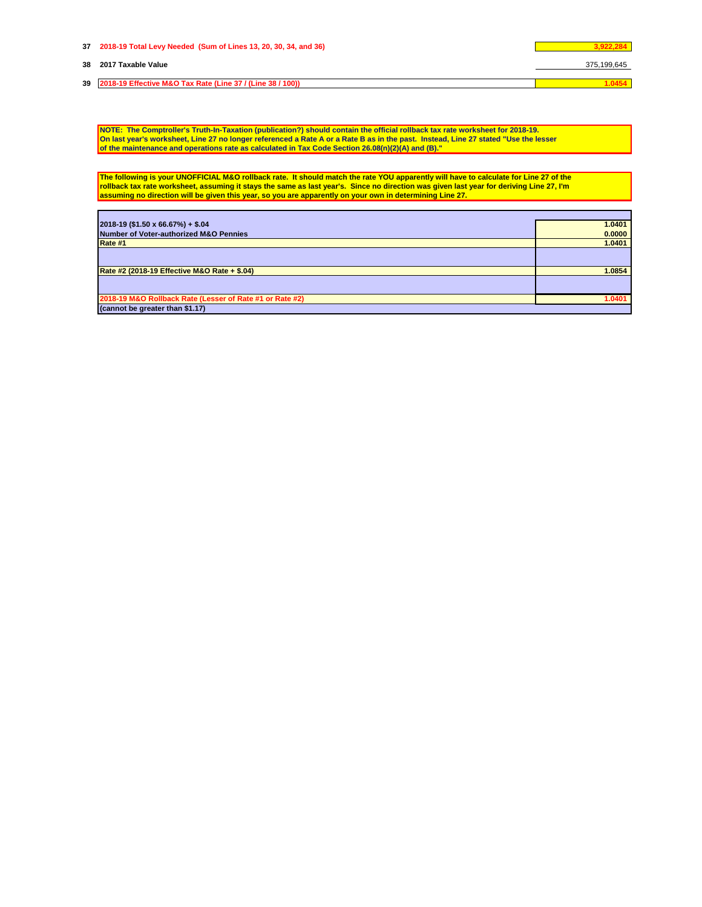| | | |
|---|---|---|
| 37 | **2018-19 Total Levy Needed (Sum of Lines 13, 20, 30, 34, and 36)** | **3,922,284** |
| 38 | **2017 Taxable Value** | 375,199,645 |
| 39 | **2018-19 Effective M&O Tax Rate (Line 37 / (Line 38 / 100))** | **1.0454** |

**NOTE: The Comptroller's Truth-In-Taxation (publication?) should contain the official rollback tax rate worksheet for 2018-19. On last year's worksheet, Line 27 no longer referenced a Rate A or a Rate B as in the past. Instead, Line 27 stated "Use the lesser of the maintenance and operations rate as calculated in Tax Code Section 26.08(n)(2)(A) and (B)."**

**The following is your UNOFFICIAL M&O rollback rate. It should match the rate YOU apparently will have to calculate for Line 27 of the rollback tax rate worksheet, assuming it stays the same as last year's. Since no direction was given last year for deriving Line 27, I'm assuming no direction will be given this year, so you are apparently on your own in determining Line 27.**

| | |
|---|---|
| **2018-19 ($1.50 x 66.67%) + $.04** | **1.0401** |
| **Number of Voter-authorized M&O Pennies** | **0.0000** |
| **Rate #1** | **1.0401** |
| | |
| **Rate #2 (2018-19 Effective M&O Rate + $.04)** | **1.0854** |
| | |
| **2018-19 M&O Rollback Rate (Lesser of Rate #1 or Rate #2)** | **1.0401** |
| **(cannot be greater than $1.17)** | |